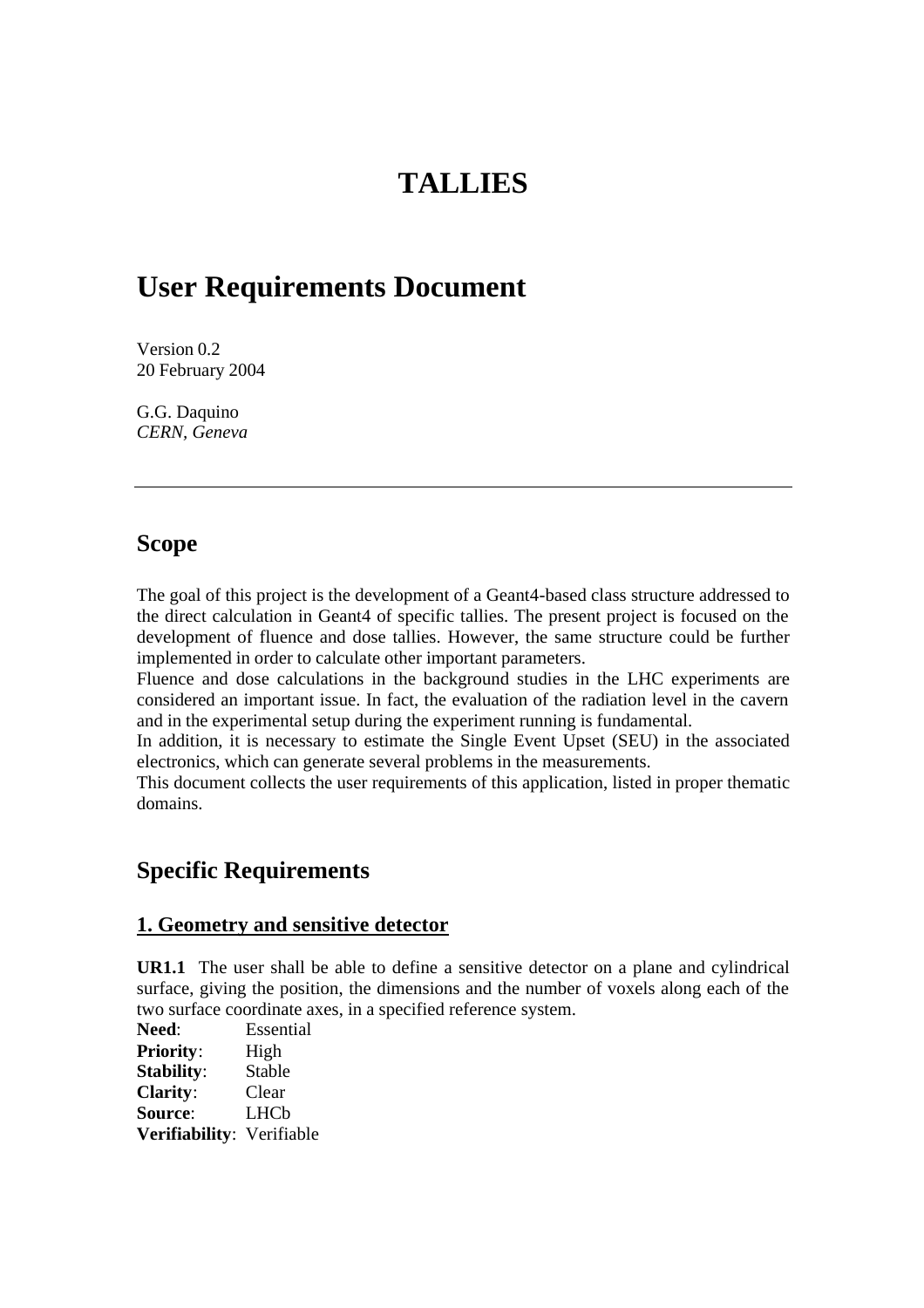# TALLIES

# User Requirements Document

Version 0.2
20 February 2004

G.G. Daquino
*CERN, Geneva*

---

## Scope

The goal of this project is the development of a Geant4-based class structure addressed to the direct calculation in Geant4 of specific tallies. The present project is focused on the development of fluence and dose tallies. However, the same structure could be further implemented in order to calculate other important parameters.
Fluence and dose calculations in the background studies in the LHC experiments are considered an important issue. In fact, the evaluation of the radiation level in the cavern and in the experimental setup during the experiment running is fundamental.
In addition, it is necessary to estimate the Single Event Upset (SEU) in the associated electronics, which can generate several problems in the measurements.
This document collects the user requirements of this application, listed in proper thematic domains.

## Specific Requirements

### 1. Geometry and sensitive detector

**UR1.1** The user shall be able to define a sensitive detector on a plane and cylindrical surface, giving the position, the dimensions and the number of voxels along each of the two surface coordinate axes, in a specified reference system.
**Need**: Essential
**Priority**: High
**Stability**: Stable
**Clarity**: Clear
**Source**: LHCb
**Verifiability**: Verifiable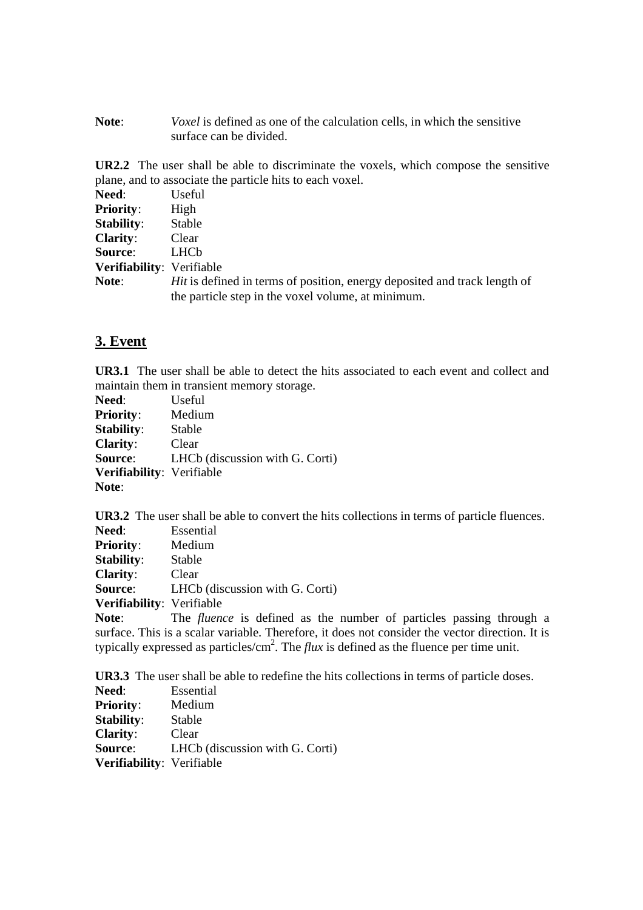**Note**: *Voxel* is defined as one of the calculation cells, in which the sensitive surface can be divided.

**UR2.2** The user shall be able to discriminate the voxels, which compose the sensitive plane, and to associate the particle hits to each voxel.
**Need**: Useful
**Priority**: High
**Stability**: Stable
**Clarity**: Clear
**Source**: LHCb
**Verifiability**: Verifiable
**Note**: *Hit* is defined in terms of position, energy deposited and track length of the particle step in the voxel volume, at minimum.

## 3. Event

**UR3.1** The user shall be able to detect the hits associated to each event and collect and maintain them in transient memory storage.
**Need**: Useful
**Priority**: Medium
**Stability**: Stable
**Clarity**: Clear
**Source**: LHCb (discussion with G. Corti)
**Verifiability**: Verifiable
**Note**:

**UR3.2** The user shall be able to convert the hits collections in terms of particle fluences.
**Need**: Essential
**Priority**: Medium
**Stability**: Stable
**Clarity**: Clear
**Source**: LHCb (discussion with G. Corti)
**Verifiability**: Verifiable
**Note**: The *fluence* is defined as the number of particles passing through a surface. This is a scalar variable. Therefore, it does not consider the vector direction. It is typically expressed as particles/$cm^2$. The *flux* is defined as the fluence per time unit.

**UR3.3** The user shall be able to redefine the hits collections in terms of particle doses.
**Need**: Essential
**Priority**: Medium
**Stability**: Stable
**Clarity**: Clear
**Source**: LHCb (discussion with G. Corti)
**Verifiability**: Verifiable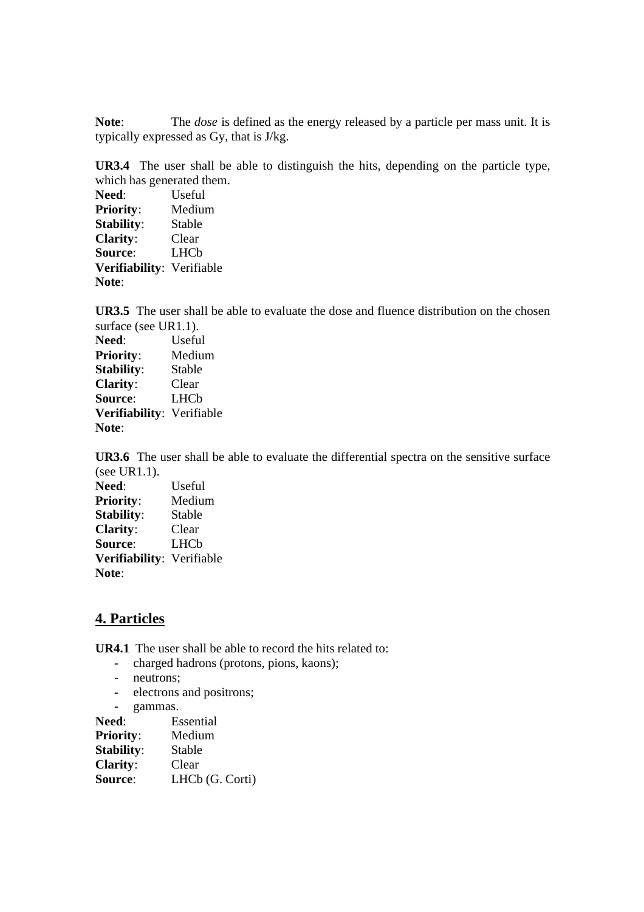**Note**: The *dose* is defined as the energy released by a particle per mass unit. It is typically expressed as Gy, that is J/kg.

**UR3.4** The user shall be able to distinguish the hits, depending on the particle type, which has generated them.
**Need**: Useful
**Priority**: Medium
**Stability**: Stable
**Clarity**: Clear
**Source**: LHCb
**Verifiability**: Verifiable
**Note**:

**UR3.5** The user shall be able to evaluate the dose and fluence distribution on the chosen surface (see UR1.1).
**Need**: Useful
**Priority**: Medium
**Stability**: Stable
**Clarity**: Clear
**Source**: LHCb
**Verifiability**: Verifiable
**Note**:

**UR3.6** The user shall be able to evaluate the differential spectra on the sensitive surface (see UR1.1).
**Need**: Useful
**Priority**: Medium
**Stability**: Stable
**Clarity**: Clear
**Source**: LHCb
**Verifiability**: Verifiable
**Note**:

## 4. Particles

**UR4.1** The user shall be able to record the hits related to:

- charged hadrons (protons, pions, kaons);
- neutrons;
- electrons and positrons;
- gammas.

**Need**: Essential
**Priority**: Medium
**Stability**: Stable
**Clarity**: Clear
**Source**: LHCb (G. Corti)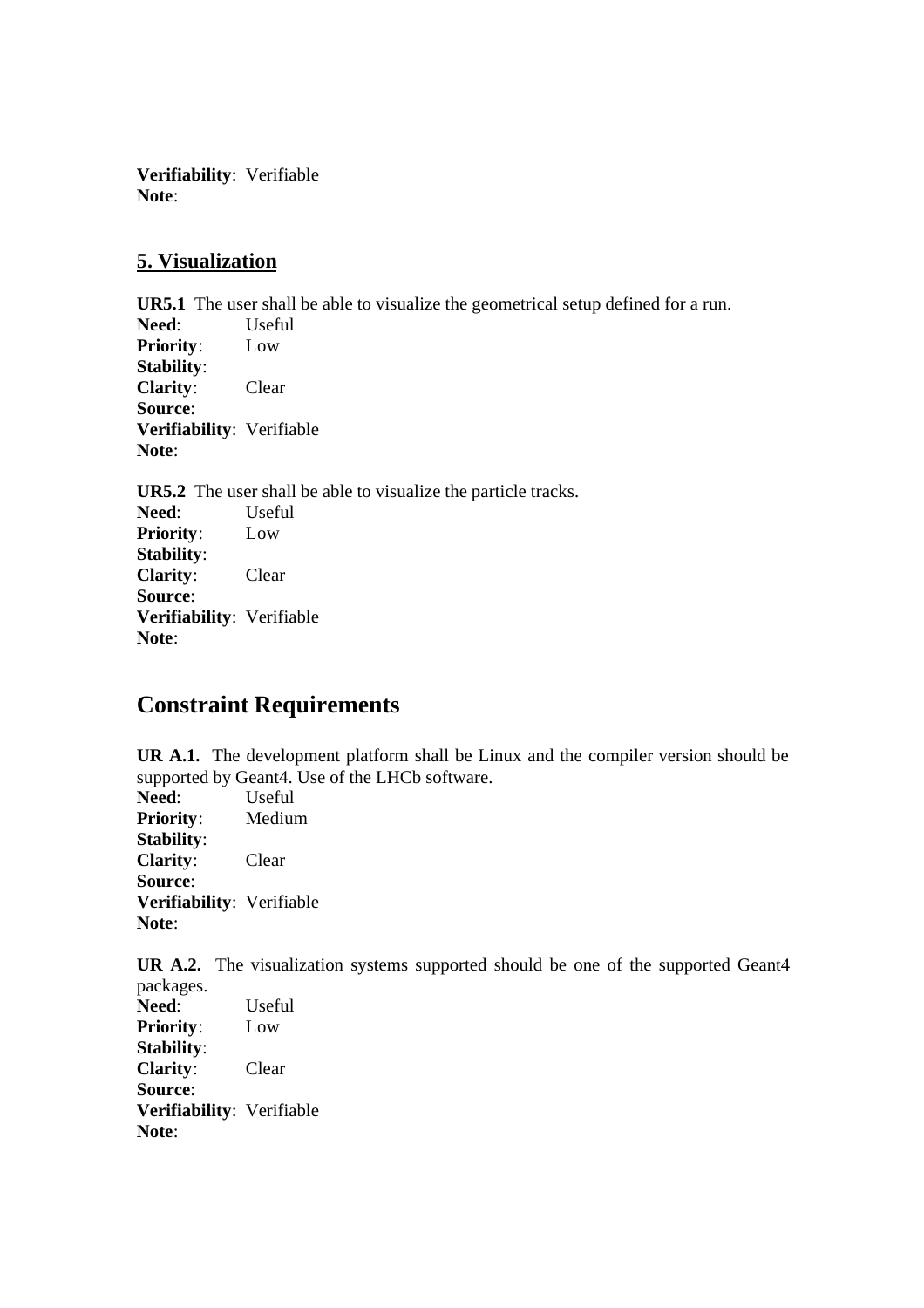**Verifiability**: Verifiable
**Note**:

## 5. Visualization

**UR5.1** The user shall be able to visualize the geometrical setup defined for a run.
**Need**: Useful
**Priority**: Low
**Stability**:
**Clarity**: Clear
**Source**:
**Verifiability**: Verifiable
**Note**:

**UR5.2** The user shall be able to visualize the particle tracks.
**Need**: Useful
**Priority**: Low
**Stability**:
**Clarity**: Clear
**Source**:
**Verifiability**: Verifiable
**Note**:

# Constraint Requirements

**UR A.1.** The development platform shall be Linux and the compiler version should be supported by Geant4. Use of the LHCb software.
**Need**: Useful
**Priority**: Medium
**Stability**:
**Clarity**: Clear
**Source**:
**Verifiability**: Verifiable
**Note**:

**UR A.2.** The visualization systems supported should be one of the supported Geant4 packages.
**Need**: Useful
**Priority**: Low
**Stability**:
**Clarity**: Clear
**Source**:
**Verifiability**: Verifiable
**Note**: